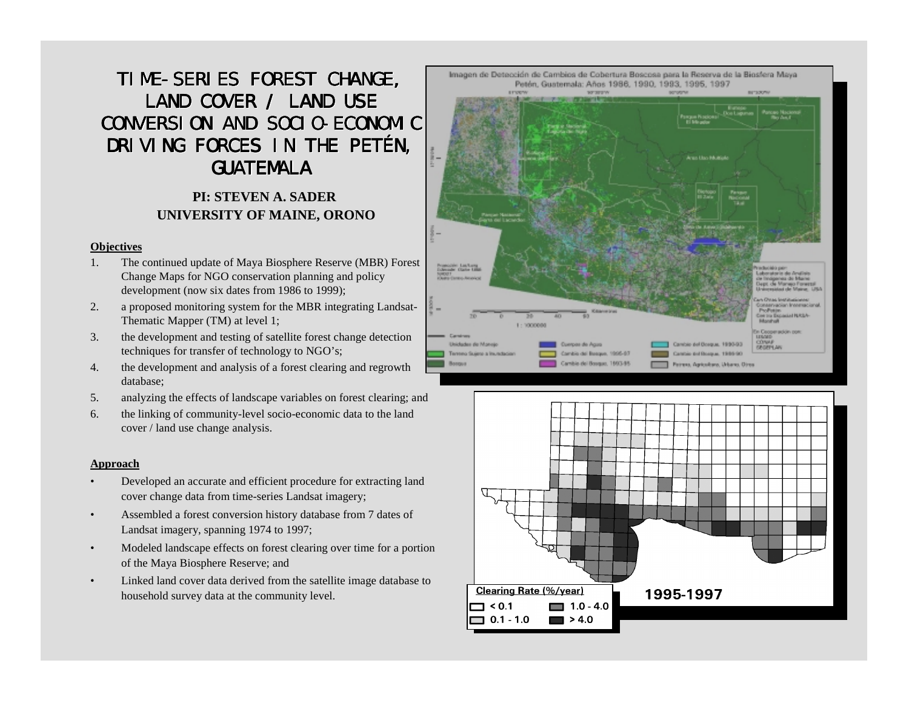# TIME-SERIES FOREST CHANGE, LAND COVER / LAND USE CONVERSION AND SOCIO-ECONOMIC DRIVING FORCES IN THE PETÉN, GUATEMALA

**PI: STEVEN A. SADER**
**UNIVERSITY OF MAINE, ORONO**

**Objectives**

1. The continued update of Maya Biosphere Reserve (MBR) Forest Change Maps for NGO conservation planning and policy development (now six dates from 1986 to 1999);
2. a proposed monitoring system for the MBR integrating Landsat-Thematic Mapper (TM) at level 1;
3. the development and testing of satellite forest change detection techniques for transfer of technology to NGO's;
4. the development and analysis of a forest clearing and regrowth database;
5. analyzing the effects of landscape variables on forest clearing; and
6. the linking of community-level socio-economic data to the land cover / land use change analysis.

**Approach**

- Developed an accurate and efficient procedure for extracting land cover change data from time-series Landsat imagery;
- Assembled a forest conversion history database from 7 dates of Landsat imagery, spanning 1974 to 1997;
- Modeled landscape effects on forest clearing over time for a portion of the Maya Biosphere Reserve; and
- Linked land cover data derived from the satellite image database to household survey data at the community level.

Imagen de Detección de Cambios de Cobertura Boscosa para la Reserva de la Biosfera Maya Petén, Guatemala: Años 1986, 1990, 1993, 1995, 1997

Clearing Rate (%/year): < 0.1; 0.1 - 1.0; 1.0 - 4.0; > 4.0

1995-1997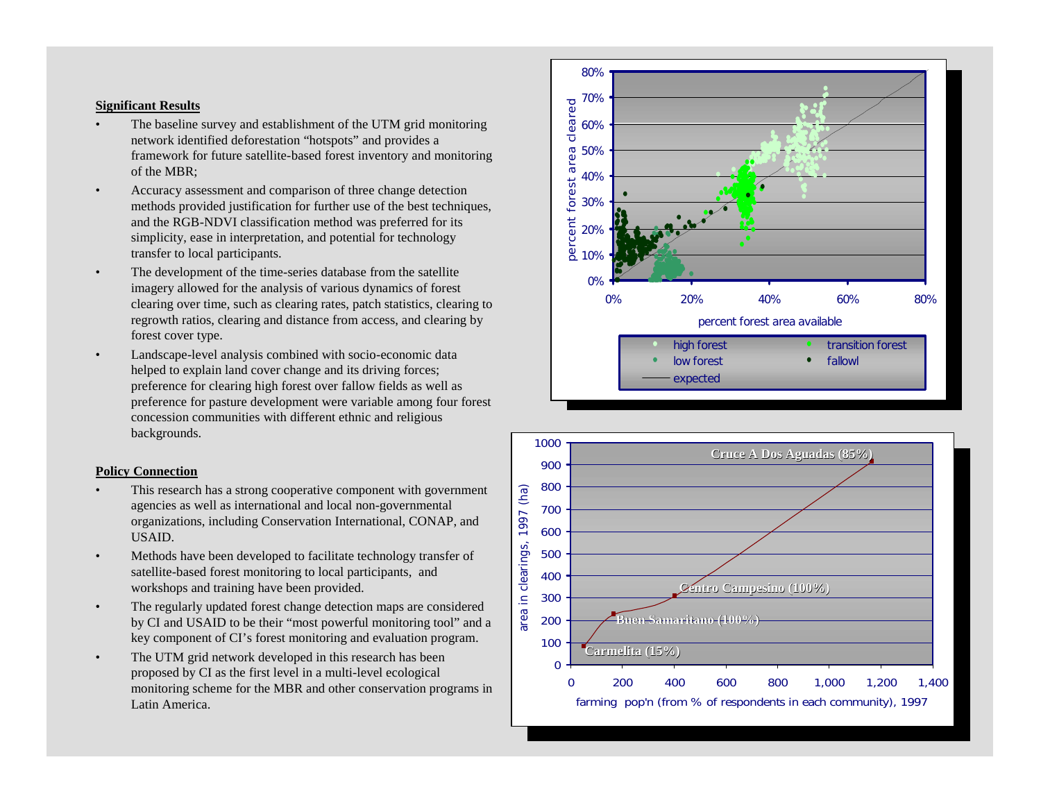**Significant Results**

- The baseline survey and establishment of the UTM grid monitoring network identified deforestation "hotspots" and provides a framework for future satellite-based forest inventory and monitoring of the MBR;
- Accuracy assessment and comparison of three change detection methods provided justification for further use of the best techniques, and the RGB-NDVI classification method was preferred for its simplicity, ease in interpretation, and potential for technology transfer to local participants.
- The development of the time-series database from the satellite imagery allowed for the analysis of various dynamics of forest clearing over time, such as clearing rates, patch statistics, clearing to regrowth ratios, clearing and distance from access, and clearing by forest cover type.
- Landscape-level analysis combined with socio-economic data helped to explain land cover change and its driving forces; preference for clearing high forest over fallow fields as well as preference for pasture development were variable among four forest concession communities with different ethnic and religious backgrounds.

**Policy Connection**

- This research has a strong cooperative component with government agencies as well as international and local non-governmental organizations, including Conservation International, CONAP, and USAID.
- Methods have been developed to facilitate technology transfer of satellite-based forest monitoring to local participants, and workshops and training have been provided.
- The regularly updated forest change detection maps are considered by CI and USAID to be their "most powerful monitoring tool" and a key component of CI's forest monitoring and evaluation program.
- The UTM grid network developed in this research has been proposed by CI as the first level in a multi-level ecological monitoring scheme for the MBR and other conservation programs in Latin America.

percent forest area cleared
80%
70%
60%
50%
40%
30%
20%
10%
0%
0%
20%
40%
60%
80%
percent forest area available
high forest
transition forest
low forest
fallowl
expected

area in clearings, 1997 (ha)
1000
900
800
700
600
500
400
300
200
100
0
0
200
400
600
800
1,000
1,200
1,400
farming pop'n (from % of respondents in each community), 1997
Cruce A Dos Aguadas (85%)
Centro Campesino (100%)
Buen Samaritano (100%)
Carmelita (15%)